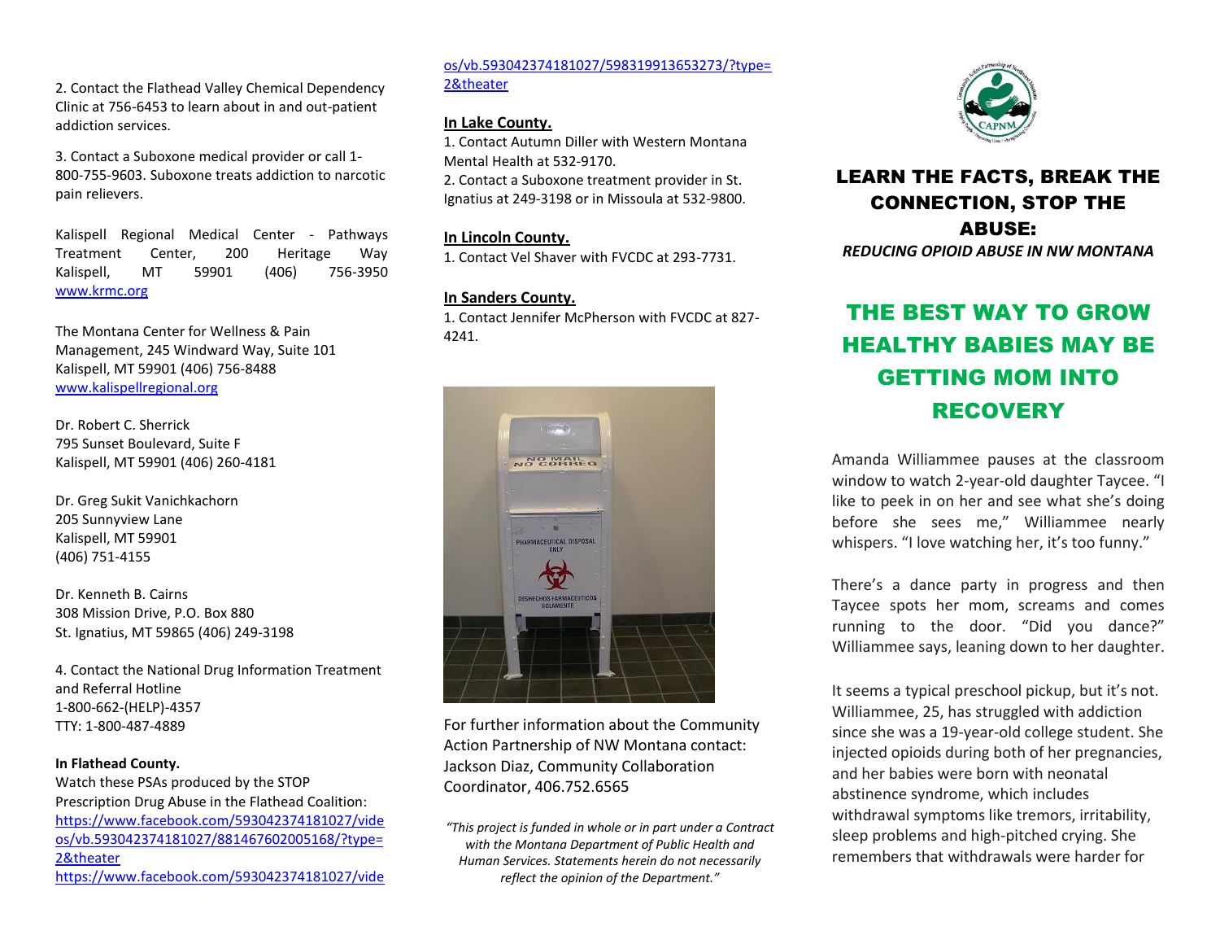2. Contact the Flathead Valley Chemical Dependency Clinic at 756-6453 to learn about in and out-patient addiction services.

3. Contact a Suboxone medical provider or call 1-800-755-9603. Suboxone treats addiction to narcotic pain relievers.

Kalispell Regional Medical Center - Pathways Treatment Center, 200 Heritage Way Kalispell, MT 59901 (406) 756-3950 www.krmc.org

The Montana Center for Wellness & Pain Management, 245 Windward Way, Suite 101 Kalispell, MT 59901 (406) 756-8488 www.kalispellregional.org

Dr. Robert C. Sherrick
795 Sunset Boulevard, Suite F
Kalispell, MT 59901 (406) 260-4181

Dr. Greg Sukit Vanichkachorn
205 Sunnyview Lane
Kalispell, MT 59901
(406) 751-4155

Dr. Kenneth B. Cairns
308 Mission Drive, P.O. Box 880
St. Ignatius, MT 59865 (406) 249-3198

4. Contact the National Drug Information Treatment and Referral Hotline
1-800-662-(HELP)-4357
TTY: 1-800-487-4889

**In Flathead County.**

Watch these PSAs produced by the STOP Prescription Drug Abuse in the Flathead Coalition:
https://www.facebook.com/593042374181027/videos/vb.593042374181027/881467602005168/?type=2&theater
https://www.facebook.com/593042374181027/videos/vb.593042374181027/598319913653273/?type=2&theater

**In Lake County.**

1. Contact Autumn Diller with Western Montana Mental Health at 532-9170.
2. Contact a Suboxone treatment provider in St. Ignatius at 249-3198 or in Missoula at 532-9800.

**In Lincoln County.**

1. Contact Vel Shaver with FVCDC at 293-7731.

**In Sanders County.**

1. Contact Jennifer McPherson with FVCDC at 827-4241.

For further information about the Community Action Partnership of NW Montana contact: Jackson Diaz, Community Collaboration Coordinator, 406.752.6565

*"This project is funded in whole or in part under a Contract with the Montana Department of Public Health and Human Services. Statements herein do not necessarily reflect the opinion of the Department."*

## LEARN THE FACTS, BREAK THE CONNECTION, STOP THE ABUSE:

***REDUCING OPIOID ABUSE IN NW MONTANA***

# THE BEST WAY TO GROW HEALTHY BABIES MAY BE GETTING MOM INTO RECOVERY

Amanda Williammee pauses at the classroom window to watch 2-year-old daughter Taycee. "I like to peek in on her and see what she's doing before she sees me," Williammee nearly whispers. "I love watching her, it's too funny."

There's a dance party in progress and then Taycee spots her mom, screams and comes running to the door. "Did you dance?" Williammee says, leaning down to her daughter.

It seems a typical preschool pickup, but it's not. Williammee, 25, has struggled with addiction since she was a 19-year-old college student. She injected opioids during both of her pregnancies, and her babies were born with neonatal abstinence syndrome, which includes withdrawal symptoms like tremors, irritability, sleep problems and high-pitched crying. She remembers that withdrawals were harder for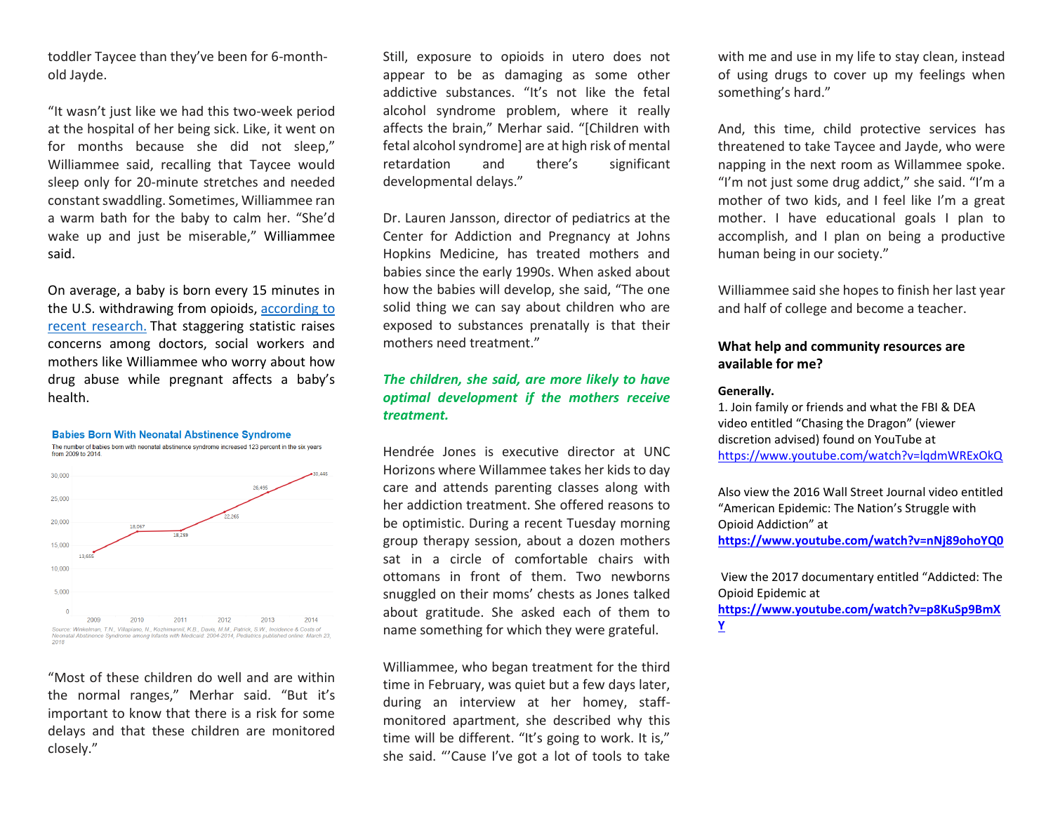toddler Taycee than they've been for 6-month-old Jayde.

"It wasn't just like we had this two-week period at the hospital of her being sick. Like, it went on for months because she did not sleep," Williammee said, recalling that Taycee would sleep only for 20-minute stretches and needed constant swaddling. Sometimes, Williammee ran a warm bath for the baby to calm her. "She'd wake up and just be miserable," Williammee said.

On average, a baby is born every 15 minutes in the U.S. withdrawing from opioids, [according to recent research.] That staggering statistic raises concerns among doctors, social workers and mothers like Williammee who worry about how drug abuse while pregnant affects a baby's health.

**Babies Born With Neonatal Abstinence Syndrome**

The number of babies born with neonatal abstinence syndrome increased 123 percent in the six years from 2009 to 2014.

30,000
25,000
20,000
15,000
10,000
5,000
0

2009 2010 2011 2012 2013 2014

13,655
18,067
18,259
22,265
26,495
30,445

Source: Winkelman, T.N., Villapiano, N., Kozhimannil, K.B., Davis, M.M., Patrick, S.W., Incidence & Costs of Neonatal Abstinence Syndrome among Infants with Medicaid: 2004-2014, Pediatrics published online: March 23, 2018

"Most of these children do well and are within the normal ranges," Merhar said. "But it's important to know that there is a risk for some delays and that these children are monitored closely."

Still, exposure to opioids in utero does not appear to be as damaging as some other addictive substances. "It's not like the fetal alcohol syndrome problem, where it really affects the brain," Merhar said. "[Children with fetal alcohol syndrome] are at high risk of mental retardation and there's significant developmental delays."

Dr. Lauren Jansson, director of pediatrics at the Center for Addiction and Pregnancy at Johns Hopkins Medicine, has treated mothers and babies since the early 1990s. When asked about how the babies will develop, she said, "The one solid thing we can say about children who are exposed to substances prenatally is that their mothers need treatment."

***The children, she said, are more likely to have optimal development if the mothers receive treatment.***

Hendrée Jones is executive director at UNC Horizons where Willammee takes her kids to day care and attends parenting classes along with her addiction treatment. She offered reasons to be optimistic. During a recent Tuesday morning group therapy session, about a dozen mothers sat in a circle of comfortable chairs with ottomans in front of them. Two newborns snuggled on their moms' chests as Jones talked about gratitude. She asked each of them to name something for which they were grateful.

Williammee, who began treatment for the third time in February, was quiet but a few days later, during an interview at her homey, staff-monitored apartment, she described why this time will be different. "It's going to work. It is," she said. "'Cause I've got a lot of tools to take with me and use in my life to stay clean, instead of using drugs to cover up my feelings when something's hard."

And, this time, child protective services has threatened to take Taycee and Jayde, who were napping in the next room as Willammee spoke. "I'm not just some drug addict," she said. "I'm a mother of two kids, and I feel like I'm a great mother. I have educational goals I plan to accomplish, and I plan on being a productive human being in our society."

Williammee said she hopes to finish her last year and half of college and become a teacher.

**What help and community resources are available for me?**

**Generally.**

1. Join family or friends and what the FBI & DEA video entitled "Chasing the Dragon" (viewer discretion advised) found on YouTube at https://www.youtube.com/watch?v=lqdmWRExOkQ

Also view the 2016 Wall Street Journal video entitled "American Epidemic: The Nation's Struggle with Opioid Addiction" at **https://www.youtube.com/watch?v=nNj89ohoYQ0**

View the 2017 documentary entitled "Addicted: The Opioid Epidemic at **https://www.youtube.com/watch?v=p8KuSp9BmXY**